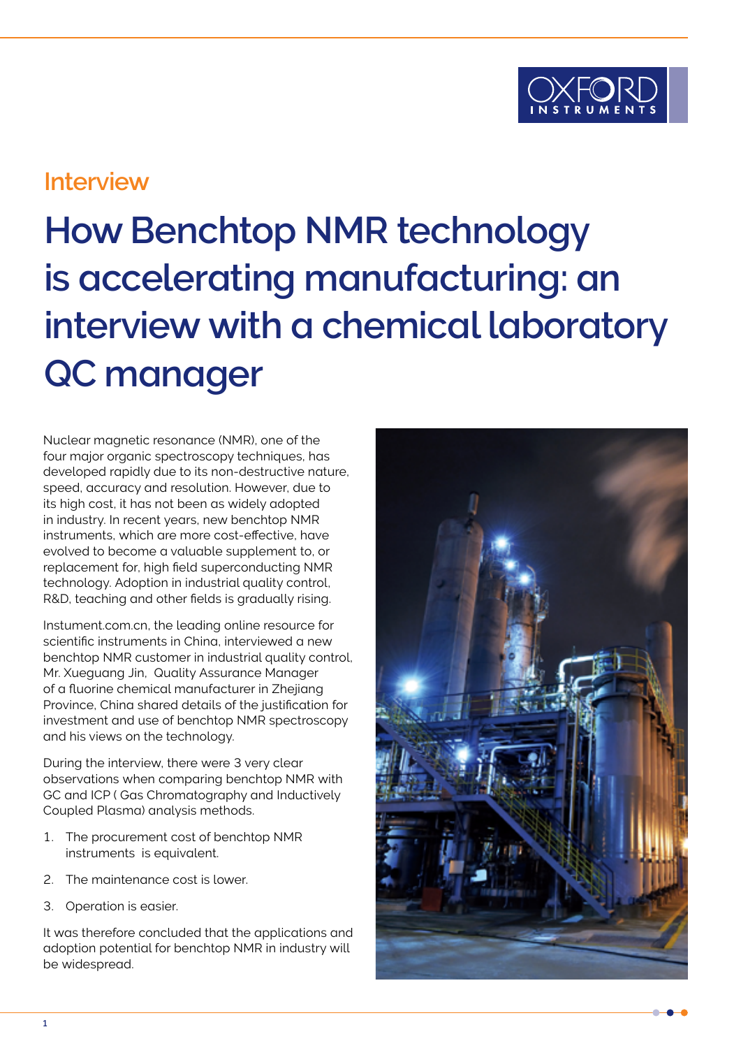Interview

# How Benchtop NMR technology is accelerating manufacturing: an interview with a chemical laboratory QC manager

Nuclear magnetic resonance (NMR), one of the four major organic spectroscopy techniques, has developed rapidly due to its non-destructive nature, speed, accuracy and resolution. However, due to its high cost, it has not been as widely adopted in industry. In recent years, new benchtop NMR instruments, which are more cost-effective, have evolved to become a valuable supplement to, or replacement for, high field superconducting NMR technology. Adoption in industrial quality control, R&D, teaching and other fields is gradually rising.

Instument.com.cn, the leading online resource for scientific instruments in China, interviewed a new benchtop NMR customer in industrial quality control, Mr. Xueguang Jin, Quality Assurance Manager of a fluorine chemical manufacturer in Zhejiang Province, China shared details of the justification for investment and use of benchtop NMR spectroscopy and his views on the technology.

During the interview, there were 3 very clear observations when comparing benchtop NMR with GC and ICP ( Gas Chromatography and Inductively Coupled Plasma) analysis methods.

1. The procurement cost of benchtop NMR instruments is equivalent.
2. The maintenance cost is lower.
3. Operation is easier.

It was therefore concluded that the applications and adoption potential for benchtop NMR in industry will be widespread.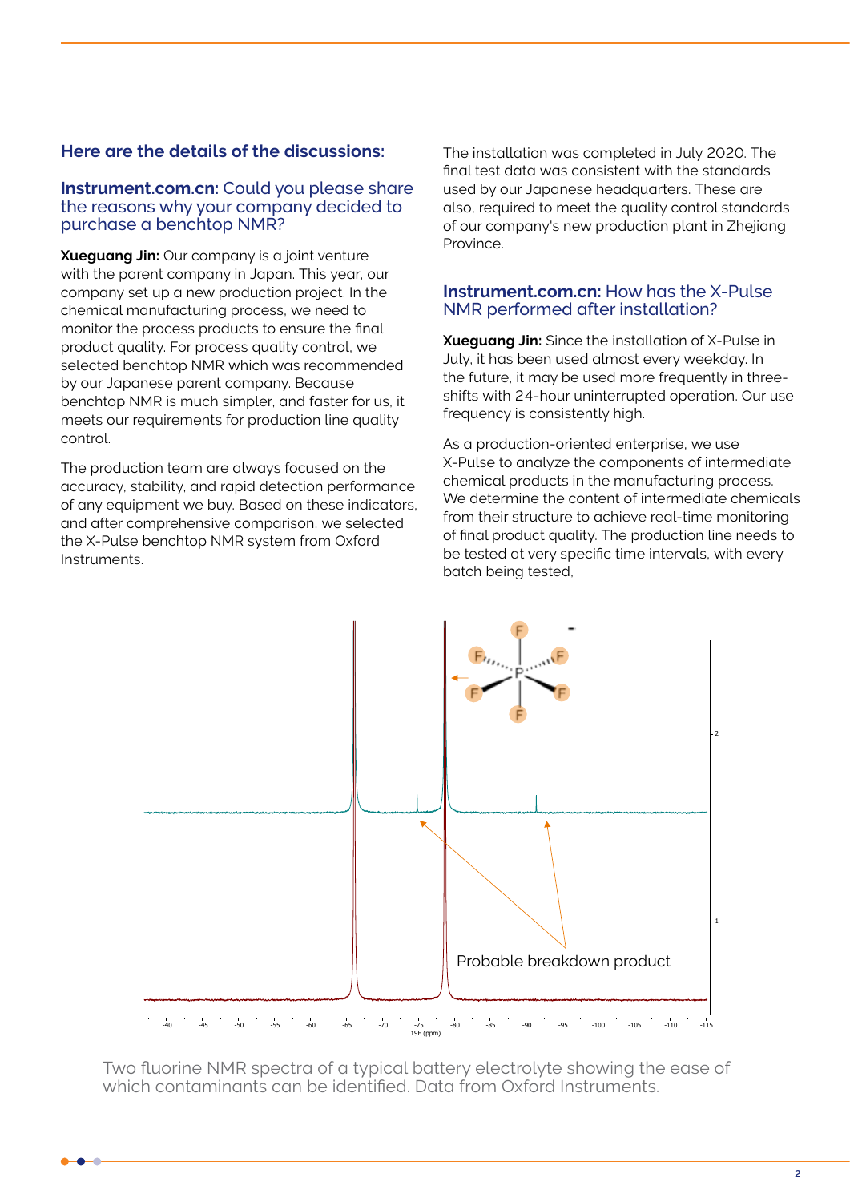**Here are the details of the discussions:**

**Instrument.com.cn:** Could you please share the reasons why your company decided to purchase a benchtop NMR?

**Xueguang Jin:** Our company is a joint venture with the parent company in Japan. This year, our company set up a new production project. In the chemical manufacturing process, we need to monitor the process products to ensure the final product quality. For process quality control, we selected benchtop NMR which was recommended by our Japanese parent company. Because benchtop NMR is much simpler, and faster for us, it meets our requirements for production line quality control.

The production team are always focused on the accuracy, stability, and rapid detection performance of any equipment we buy. Based on these indicators, and after comprehensive comparison, we selected the X-Pulse benchtop NMR system from Oxford Instruments.

The installation was completed in July 2020. The final test data was consistent with the standards used by our Japanese headquarters. These are also, required to meet the quality control standards of our company's new production plant in Zhejiang Province.

**Instrument.com.cn:** How has the X-Pulse NMR performed after installation?

**Xueguang Jin:** Since the installation of X-Pulse in July, it has been used almost every weekday. In the future, it may be used more frequently in three-shifts with 24-hour uninterrupted operation. Our use frequency is consistently high.

As a production-oriented enterprise, we use X-Pulse to analyze the components of intermediate chemical products in the manufacturing process. We determine the content of intermediate chemicals from their structure to achieve real-time monitoring of final product quality. The production line needs to be tested at very specific time intervals, with every batch being tested,

Two fluorine NMR spectra of a typical battery electrolyte showing the ease of which contaminants can be identified. Data from Oxford Instruments.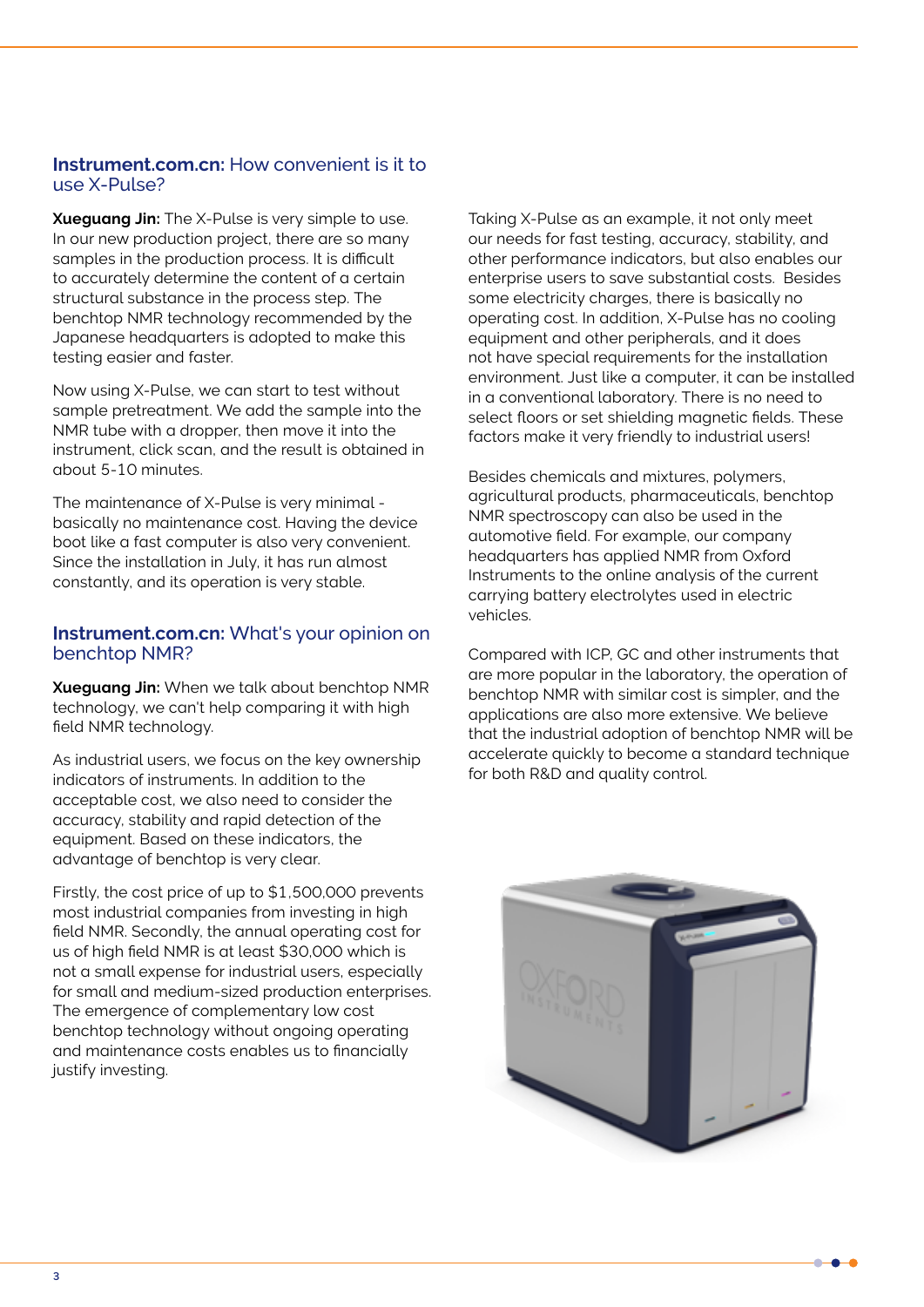## **Instrument.com.cn:** How convenient is it to use X-Pulse?

**Xueguang Jin:** The X-Pulse is very simple to use. In our new production project, there are so many samples in the production process. It is difficult to accurately determine the content of a certain structural substance in the process step. The benchtop NMR technology recommended by the Japanese headquarters is adopted to make this testing easier and faster.

Now using X-Pulse, we can start to test without sample pretreatment. We add the sample into the NMR tube with a dropper, then move it into the instrument, click scan, and the result is obtained in about 5-10 minutes.

The maintenance of X-Pulse is very minimal - basically no maintenance cost. Having the device boot like a fast computer is also very convenient. Since the installation in July, it has run almost constantly, and its operation is very stable.

## **Instrument.com.cn:** What's your opinion on benchtop NMR?

**Xueguang Jin:** When we talk about benchtop NMR technology, we can't help comparing it with high field NMR technology.

As industrial users, we focus on the key ownership indicators of instruments. In addition to the acceptable cost, we also need to consider the accuracy, stability and rapid detection of the equipment. Based on these indicators, the advantage of benchtop is very clear.

Firstly, the cost price of up to $1,500,000 prevents most industrial companies from investing in high field NMR. Secondly, the annual operating cost for us of high field NMR is at least $30,000 which is not a small expense for industrial users, especially for small and medium-sized production enterprises. The emergence of complementary low cost benchtop technology without ongoing operating and maintenance costs enables us to financially justify investing.

Taking X-Pulse as an example, it not only meet our needs for fast testing, accuracy, stability, and other performance indicators, but also enables our enterprise users to save substantial costs. Besides some electricity charges, there is basically no operating cost. In addition, X-Pulse has no cooling equipment and other peripherals, and it does not have special requirements for the installation environment. Just like a computer, it can be installed in a conventional laboratory. There is no need to select floors or set shielding magnetic fields. These factors make it very friendly to industrial users!

Besides chemicals and mixtures, polymers, agricultural products, pharmaceuticals, benchtop NMR spectroscopy can also be used in the automotive field. For example, our company headquarters has applied NMR from Oxford Instruments to the online analysis of the current carrying battery electrolytes used in electric vehicles.

Compared with ICP, GC and other instruments that are more popular in the laboratory, the operation of benchtop NMR with similar cost is simpler, and the applications are also more extensive. We believe that the industrial adoption of benchtop NMR will be accelerate quickly to become a standard technique for both R&D and quality control.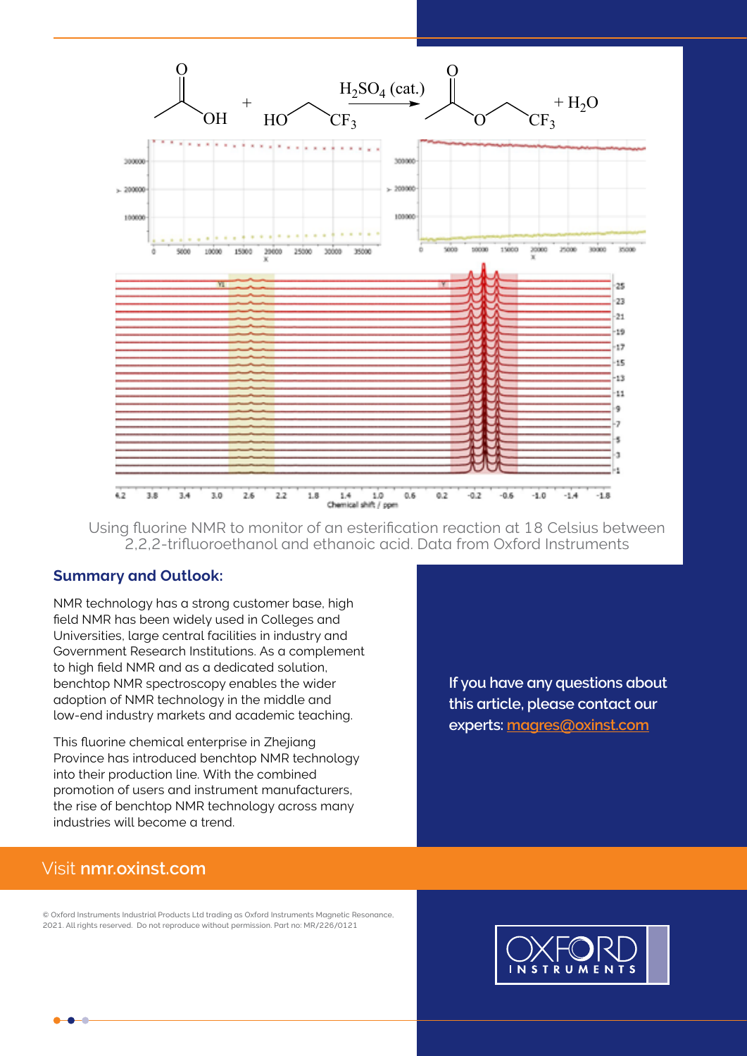$$CH_3COOH + HOCH_2CF_3 \xrightarrow{H_2SO_4\ (cat.)} CH_3COOCH_2CF_3 + H_2O$$

300000
200000
100000
0 5000 10000 15000 20000 25000 30000 35000
X

300000
200000
100000
0 5000 10000 15000 20000 25000 30000 35000
X

25 23 21 19 17 15 13 11 9 7 5 3 1

4.2 3.8 3.4 3.0 2.6 2.2 1.8 1.4 1.0 0.6 0.2 -0.2 -0.6 -1.0 -1.4 -1.8
Chemical shift / ppm

Using fluorine NMR to monitor of an esterification reaction at 18 Celsius between 2,2,2-trifluoroethanol and ethanoic acid. Data from Oxford Instruments

## Summary and Outlook:

NMR technology has a strong customer base, high field NMR has been widely used in Colleges and Universities, large central facilities in industry and Government Research Institutions. As a complement to high field NMR and as a dedicated solution, benchtop NMR spectroscopy enables the wider adoption of NMR technology in the middle and low-end industry markets and academic teaching.

This fluorine chemical enterprise in Zhejiang Province has introduced benchtop NMR technology into their production line. With the combined promotion of users and instrument manufacturers, the rise of benchtop NMR technology across many industries will become a trend.

**If you have any questions about this article, please contact our experts: magres@oxinst.com**

Visit **nmr.oxinst.com**

© Oxford Instruments Industrial Products Ltd trading as Oxford Instruments Magnetic Resonance, 2021. All rights reserved. Do not reproduce without permission. Part no: MR/226/0121

OXFORD INSTRUMENTS